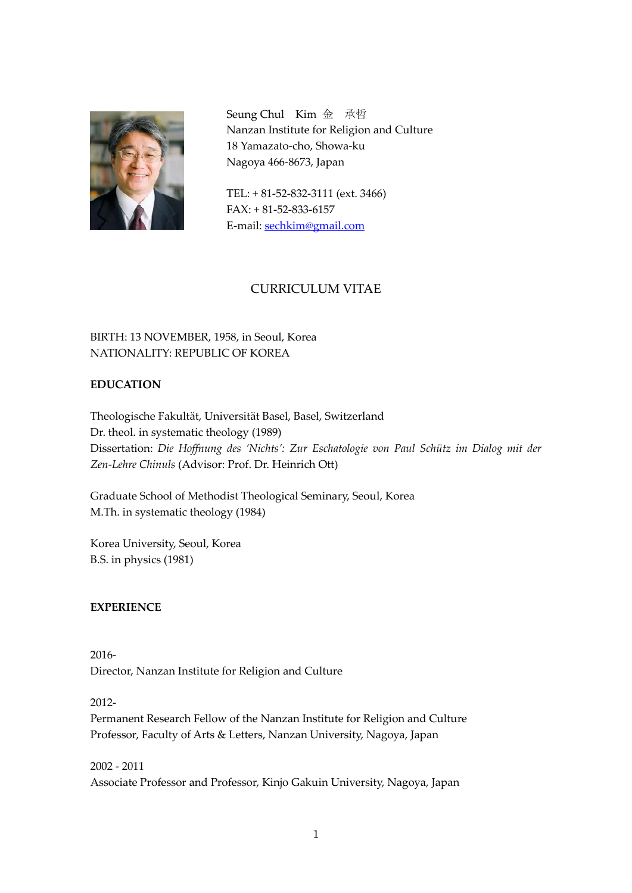Seung Chul Kim 金 承哲
Nanzan Institute for Religion and Culture
18 Yamazato-cho, Showa-ku
Nagoya 466-8673, Japan

TEL: + 81-52-832-3111 (ext. 3466)
FAX: + 81-52-833-6157
E-mail: [sechkim@gmail.com](mailto:sechkim@gmail.com)

# CURRICULUM VITAE

BIRTH: 13 NOVEMBER, 1958, in Seoul, Korea
NATIONALITY: REPUBLIC OF KOREA

## EDUCATION

Theologische Fakultät, Universität Basel, Basel, Switzerland
Dr. theol. in systematic theology (1989)
Dissertation: *Die Hoffnung des 'Nichts': Zur Eschatologie von Paul Schütz im Dialog mit der Zen-Lehre Chinuls* (Advisor: Prof. Dr. Heinrich Ott)

Graduate School of Methodist Theological Seminary, Seoul, Korea
M.Th. in systematic theology (1984)

Korea University, Seoul, Korea
B.S. in physics (1981)

## EXPERIENCE

2016-
Director, Nanzan Institute for Religion and Culture

2012-
Permanent Research Fellow of the Nanzan Institute for Religion and Culture
Professor, Faculty of Arts & Letters, Nanzan University, Nagoya, Japan

2002 - 2011
Associate Professor and Professor, Kinjo Gakuin University, Nagoya, Japan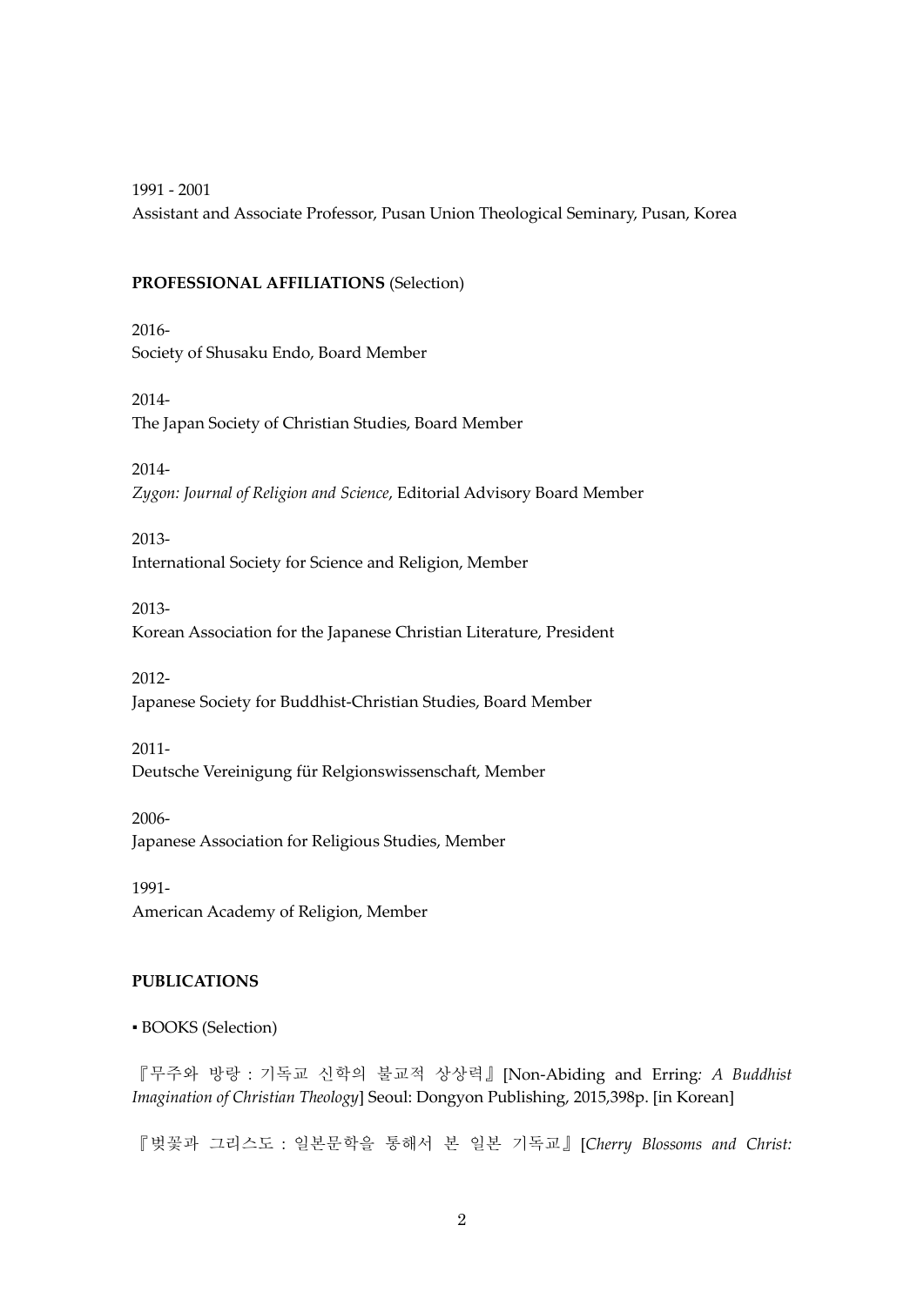1991 - 2001
Assistant and Associate Professor, Pusan Union Theological Seminary, Pusan, Korea

**PROFESSIONAL AFFILIATIONS** (Selection)

2016-
Society of Shusaku Endo, Board Member

2014-
The Japan Society of Christian Studies, Board Member

2014-
*Zygon: Journal of Religion and Science*, Editorial Advisory Board Member

2013-
International Society for Science and Religion, Member

2013-
Korean Association for the Japanese Christian Literature, President

2012-
Japanese Society for Buddhist-Christian Studies, Board Member

2011-
Deutsche Vereinigung für Relgionswissenschaft, Member

2006-
Japanese Association for Religious Studies, Member

1991-
American Academy of Religion, Member

**PUBLICATIONS**

▪ BOOKS (Selection)

『무주와 방랑 : 기독교 신학의 불교적 상상력』[Non-Abiding and Erring*: A Buddhist Imagination of Christian Theology*] Seoul: Dongyon Publishing, 2015,398p. [in Korean]

『벚꽃과 그리스도 : 일본문학을 통해서 본 일본 기독교』[*Cherry Blossoms and Christ:*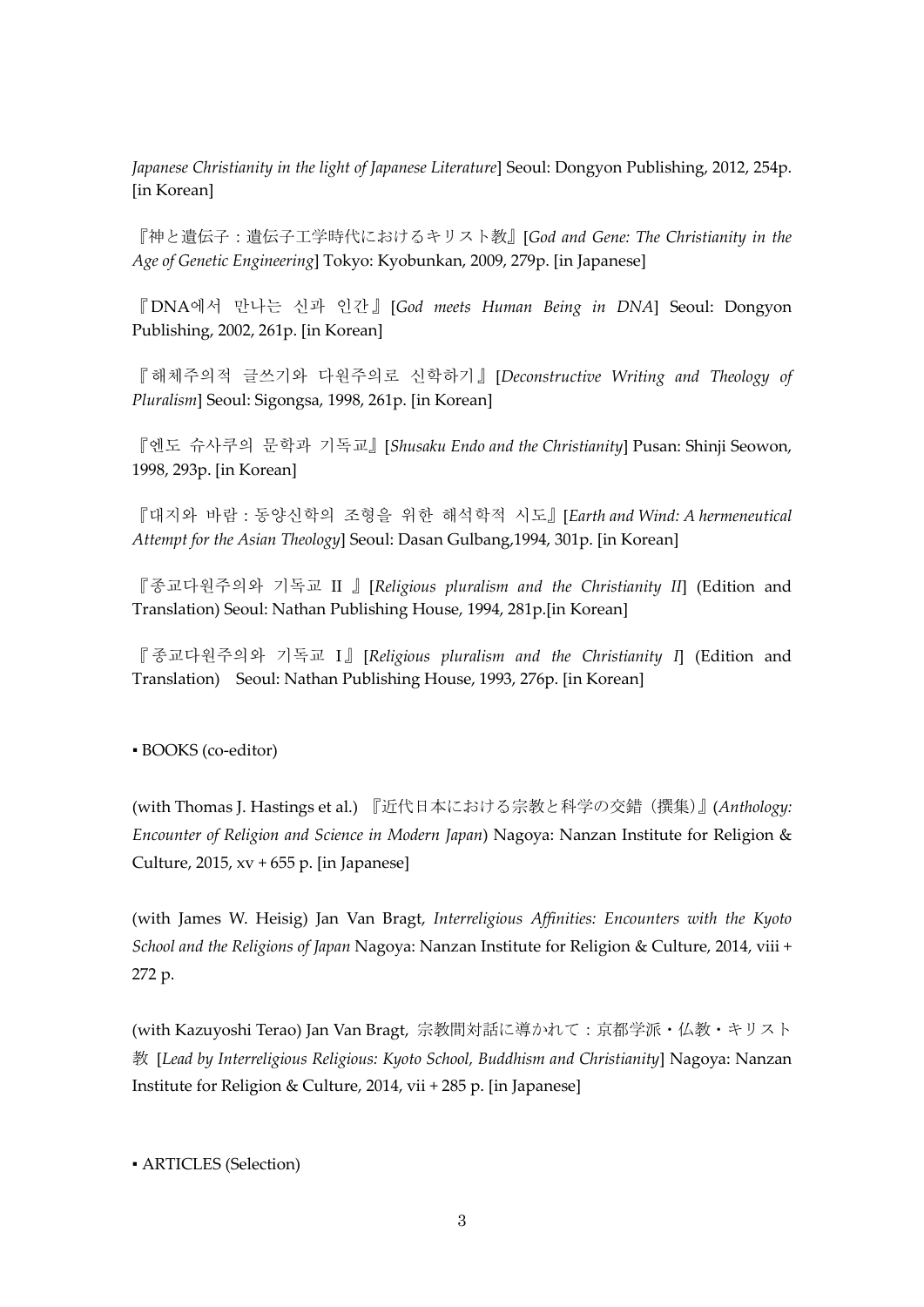*Japanese Christianity in the light of Japanese Literature*] Seoul: Dongyon Publishing, 2012, 254p. [in Korean]

『神と遺伝子：遺伝子工学時代におけるキリスト教』[*God and Gene: The Christianity in the Age of Genetic Engineering*] Tokyo: Kyobunkan, 2009, 279p. [in Japanese]

『DNA에서 만나는 신과 인간』[*God meets Human Being in DNA*] Seoul: Dongyon Publishing, 2002, 261p. [in Korean]

『해체주의적 글쓰기와 다원주의로 신학하기』[*Deconstructive Writing and Theology of Pluralism*] Seoul: Sigongsa, 1998, 261p. [in Korean]

『엔도 슈사쿠의 문학과 기독교』[*Shusaku Endo and the Christianity*] Pusan: Shinji Seowon, 1998, 293p. [in Korean]

『대지와 바람 : 동양신학의 조형을 위한 해석학적 시도』[*Earth and Wind: A hermeneutical Attempt for the Asian Theology*] Seoul: Dasan Gulbang,1994, 301p. [in Korean]

『종교다원주의와 기독교 II 』[*Religious pluralism and the Christianity II*] (Edition and Translation) Seoul: Nathan Publishing House, 1994, 281p.[in Korean]

『종교다원주의와 기독교 I』[*Religious pluralism and the Christianity I*] (Edition and Translation) Seoul: Nathan Publishing House, 1993, 276p. [in Korean]

▪ BOOKS (co-editor)

(with Thomas J. Hastings et al.) 『近代日本における宗教と科学の交錯（撰集）』(*Anthology: Encounter of Religion and Science in Modern Japan*) Nagoya: Nanzan Institute for Religion & Culture, 2015, xv + 655 p. [in Japanese]

(with James W. Heisig) Jan Van Bragt, *Interreligious Affinities: Encounters with the Kyoto School and the Religions of Japan* Nagoya: Nanzan Institute for Religion & Culture, 2014, viii + 272 p.

(with Kazuyoshi Terao) Jan Van Bragt, 宗教間対話に導かれて：京都学派・仏教・キリスト教 [*Lead by Interreligious Religious: Kyoto School, Buddhism and Christianity*] Nagoya: Nanzan Institute for Religion & Culture, 2014, vii + 285 p. [in Japanese]

▪ ARTICLES (Selection)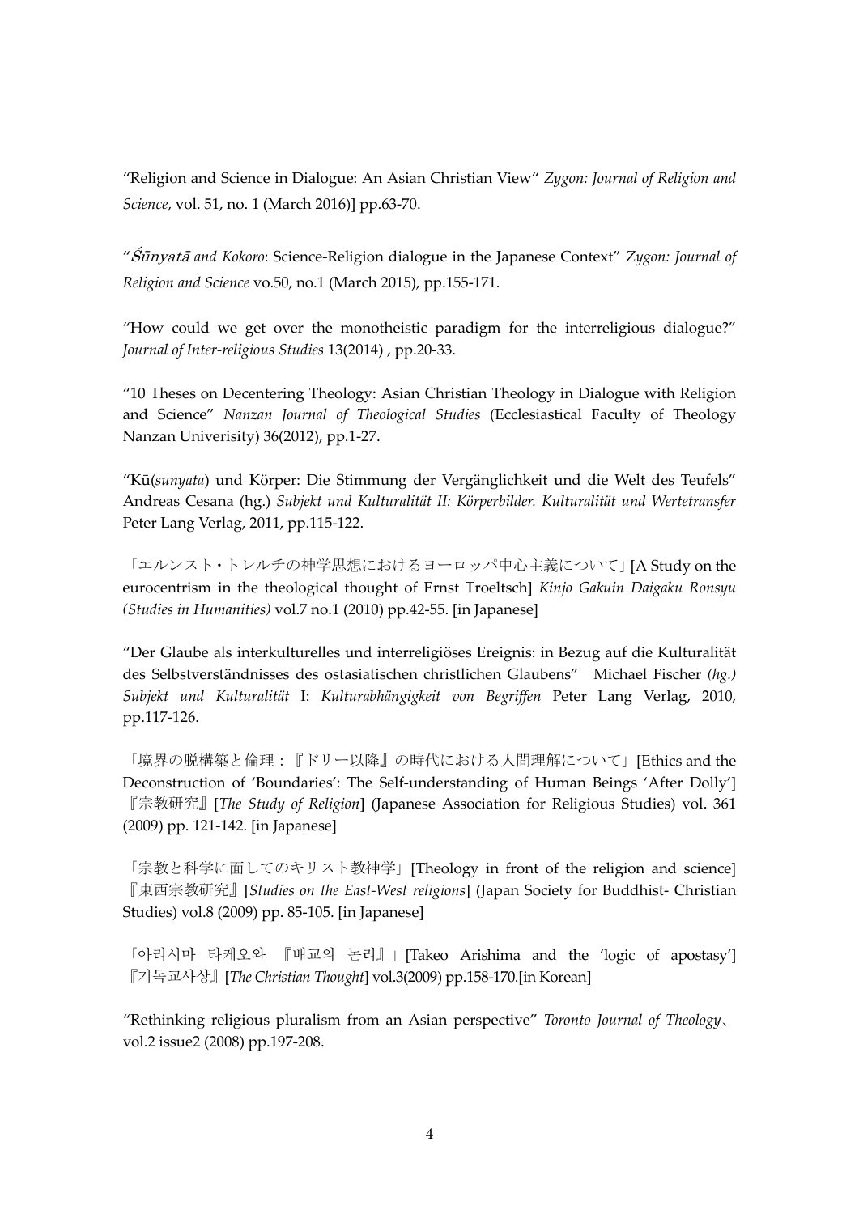“Religion and Science in Dialogue: An Asian Christian View“ *Zygon: Journal of Religion and Science*, vol. 51, no. 1 (March 2016)] pp.63-70.

“*Śūnyatā and Kokoro*: Science-Religion dialogue in the Japanese Context” *Zygon: Journal of Religion and Science* vo.50, no.1 (March 2015), pp.155-171.

“How could we get over the monotheistic paradigm for the interreligious dialogue?” *Journal of Inter-religious Studies* 13(2014) , pp.20-33.

“10 Theses on Decentering Theology: Asian Christian Theology in Dialogue with Religion and Science” *Nanzan Journal of Theological Studies* (Ecclesiastical Faculty of Theology Nanzan Univerisity) 36(2012), pp.1-27.

“Kū(*sunyata*) und Körper: Die Stimmung der Vergänglichkeit und die Welt des Teufels” Andreas Cesana (hg.) *Subjekt und Kulturalität II: Körperbilder. Kulturalität und Wertetransfer* Peter Lang Verlag, 2011, pp.115-122.

「エルンスト・トレルチの神学思想におけるヨーロッパ中心主義について」[A Study on the eurocentrism in the theological thought of Ernst Troeltsch] *Kinjo Gakuin Daigaku Ronsyu (Studies in Humanities)* vol.7 no.1 (2010) pp.42-55. [in Japanese]

“Der Glaube als interkulturelles und interreligiöses Ereignis: in Bezug auf die Kulturalität des Selbstverständnisses des ostasiatischen christlichen Glaubens” Michael Fischer *(hg.) Subjekt und Kulturalität* I: *Kulturabhängigkeit von Begriffen* Peter Lang Verlag, 2010, pp.117-126.

「境界の脱構築と倫理：『ドリー以降』の時代における人間理解について」[Ethics and the Deconstruction of ‘Boundaries’: The Self-understanding of Human Beings ‘After Dolly’] 『宗教研究』[*The Study of Religion*] (Japanese Association for Religious Studies) vol. 361 (2009) pp. 121-142. [in Japanese]

「宗教と科学に面してのキリスト教神学」[Theology in front of the religion and science] 『東西宗教研究』[*Studies on the East-West religions*] (Japan Society for Buddhist- Christian Studies) vol.8 (2009) pp. 85-105. [in Japanese]

「아리시마 타케오와 『배교의 논리』」[Takeo Arishima and the ‘logic of apostasy’] 『기독교사상』[*The Christian Thought*] vol.3(2009) pp.158-170.[in Korean]

“Rethinking religious pluralism from an Asian perspective” *Toronto Journal of Theology*、vol.2 issue2 (2008) pp.197-208.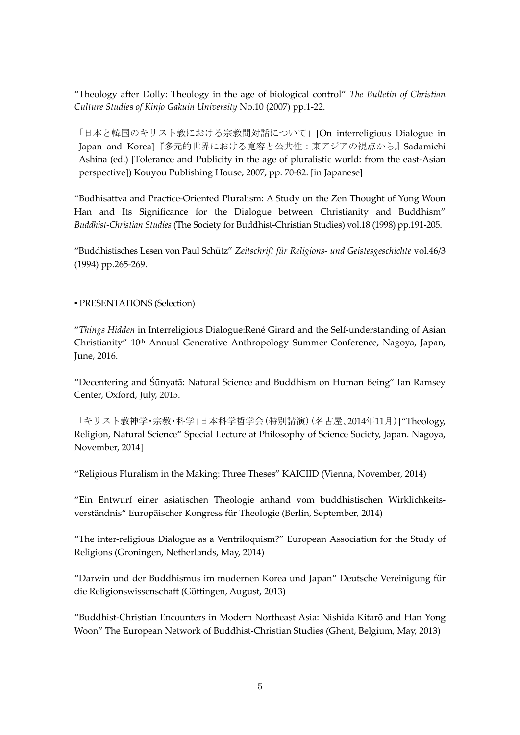"Theology after Dolly: Theology in the age of biological control" *The Bulletin of Christian Culture Studies of Kinjo Gakuin University* No.10 (2007) pp.1-22.

「日本と韓国のキリスト教における宗教間対話について」[On interreligious Dialogue in Japan and Korea]『多元的世界における寛容と公共性：東アジアの視点から』Sadamichi Ashina (ed.) [Tolerance and Publicity in the age of pluralistic world: from the east-Asian perspective]) Kouyou Publishing House, 2007, pp. 70-82. [in Japanese]

"Bodhisattva and Practice-Oriented Pluralism: A Study on the Zen Thought of Yong Woon Han and Its Significance for the Dialogue between Christianity and Buddhism" *Buddhist-Christian Studies* (The Society for Buddhist-Christian Studies) vol.18 (1998) pp.191-205.

"Buddhistisches Lesen von Paul Schütz" *Zeitschrift für Religions- und Geistesgeschichte* vol.46/3 (1994) pp.265-269.

▪ PRESENTATIONS (Selection)

"*Things Hidden* in Interreligious Dialogue:René Girard and the Self-understanding of Asian Christianity" 10th Annual Generative Anthropology Summer Conference, Nagoya, Japan, June, 2016.

"Decentering and Śūnyatā: Natural Science and Buddhism on Human Being" Ian Ramsey Center, Oxford, July, 2015.

「キリスト教神学・宗教・科学」日本科学哲学会（特別講演）（名古屋、2014年11月）["Theology, Religion, Natural Science" Special Lecture at Philosophy of Science Society, Japan. Nagoya, November, 2014]

"Religious Pluralism in the Making: Three Theses" KAICIID (Vienna, November, 2014)

"Ein Entwurf einer asiatischen Theologie anhand vom buddhistischen Wirklichkeits-verständnis" Europäischer Kongress für Theologie (Berlin, September, 2014)

"The inter-religious Dialogue as a Ventriloquism?" European Association for the Study of Religions (Groningen, Netherlands, May, 2014)

"Darwin und der Buddhismus im modernen Korea und Japan" Deutsche Vereinigung für die Religionswissenschaft (Göttingen, August, 2013)

"Buddhist-Christian Encounters in Modern Northeast Asia: Nishida Kitarō and Han Yong Woon" The European Network of Buddhist-Christian Studies (Ghent, Belgium, May, 2013)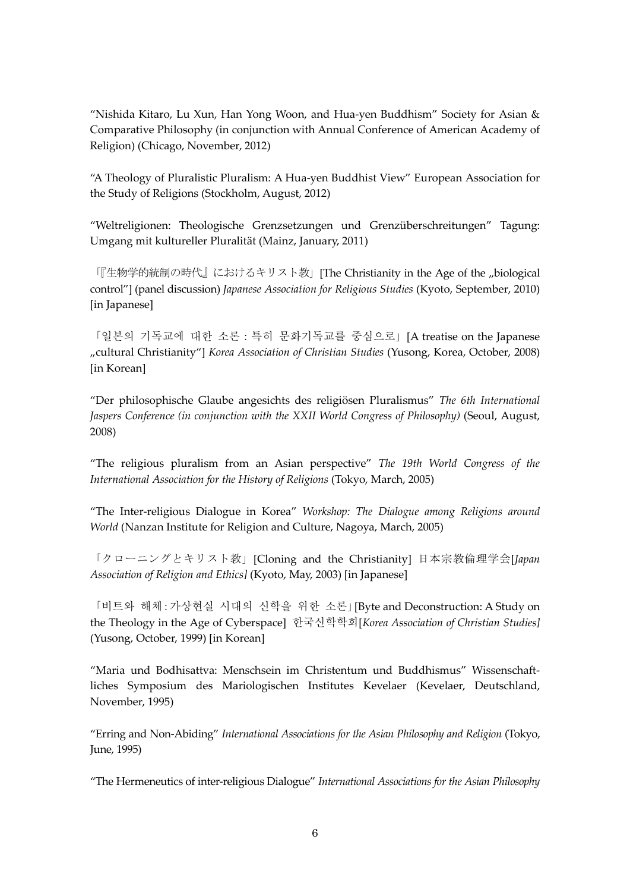"Nishida Kitaro, Lu Xun, Han Yong Woon, and Hua-yen Buddhism" Society for Asian & Comparative Philosophy (in conjunction with Annual Conference of American Academy of Religion) (Chicago, November, 2012)

"A Theology of Pluralistic Pluralism: A Hua-yen Buddhist View" European Association for the Study of Religions (Stockholm, August, 2012)

"Weltreligionen: Theologische Grenzsetzungen und Grenzüberschreitungen" Tagung: Umgang mit kultureller Pluralität (Mainz, January, 2011)

「『生物学的統制の時代』におけるキリスト教」[The Christianity in the Age of the „biological control"] (panel discussion) *Japanese Association for Religious Studies* (Kyoto, September, 2010) [in Japanese]

「일본의 기독교에 대한 소론 : 특히 문화기독교를 중심으로」[A treatise on the Japanese „cultural Christianity"] *Korea Association of Christian Studies* (Yusong, Korea, October, 2008) [in Korean]

"Der philosophische Glaube angesichts des religiösen Pluralismus" *The 6th International Jaspers Conference (in conjunction with the XXII World Congress of Philosophy)* (Seoul, August, 2008)

"The religious pluralism from an Asian perspective" *The 19th World Congress of the International Association for the History of Religions* (Tokyo, March, 2005)

"The Inter-religious Dialogue in Korea" *Workshop: The Dialogue among Religions around World* (Nanzan Institute for Religion and Culture, Nagoya, March, 2005)

「クローニングとキリスト教」[Cloning and the Christianity] 日本宗教倫理学会[*Japan Association of Religion and Ethics]* (Kyoto, May, 2003) [in Japanese]

「비트와 해체 : 가상현실 시대의 신학을 위한 소론」[Byte and Deconstruction: A Study on the Theology in the Age of Cyberspace] 한국신학학회[*Korea Association of Christian Studies]* (Yusong, October, 1999) [in Korean]

"Maria und Bodhisattva: Menschsein im Christentum und Buddhismus" Wissenschaftliches Symposium des Mariologischen Institutes Kevelaer (Kevelaer, Deutschland, November, 1995)

"Erring and Non-Abiding" *International Associations for the Asian Philosophy and Religion* (Tokyo, June, 1995)

"The Hermeneutics of inter-religious Dialogue" *International Associations for the Asian Philosophy*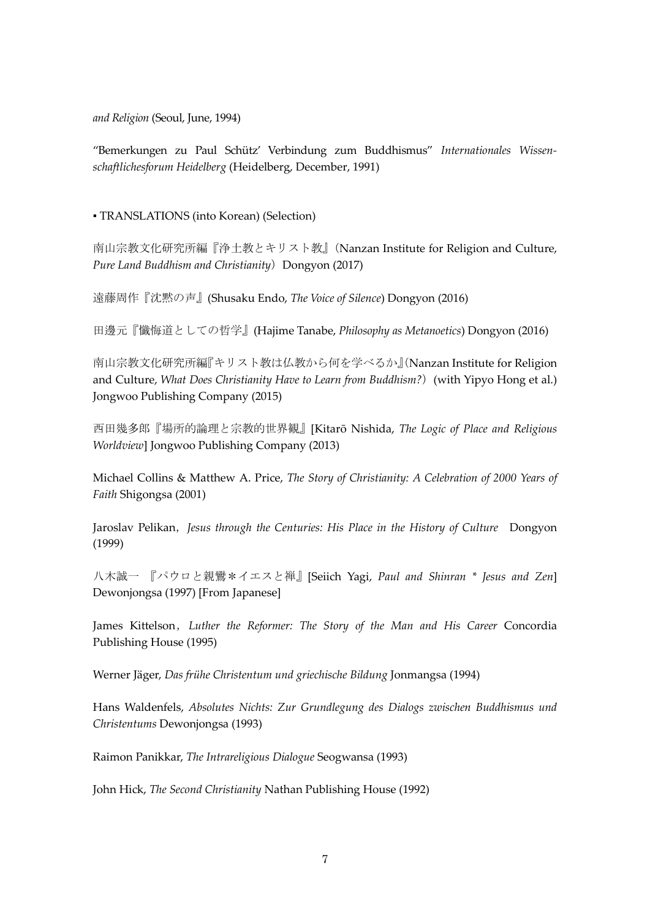*and Religion* (Seoul, June, 1994)

"Bemerkungen zu Paul Schütz' Verbindung zum Buddhismus" *Internationales Wissenschaftlichesforum Heidelberg* (Heidelberg, December, 1991)

▪ TRANSLATIONS (into Korean) (Selection)

南山宗教文化研究所編『浄土教とキリスト教』（Nanzan Institute for Religion and Culture, *Pure Land Buddhism and Christianity*）Dongyon (2017)

遠藤周作『沈黙の声』(Shusaku Endo, *The Voice of Silence*) Dongyon (2016)

田邊元『懺悔道としての哲学』(Hajime Tanabe, *Philosophy as Metanoetics*) Dongyon (2016)

南山宗教文化研究所編『キリスト教は仏教から何を学べるか』(Nanzan Institute for Religion and Culture, *What Does Christianity Have to Learn from Buddhism?*）(with Yipyo Hong et al.) Jongwoo Publishing Company (2015)

西田幾多郎『場所的論理と宗教的世界観』[Kitarō Nishida, *The Logic of Place and Religious Worldview*] Jongwoo Publishing Company (2013)

Michael Collins & Matthew A. Price, *The Story of Christianity: A Celebration of 2000 Years of Faith* Shigongsa (2001)

Jaroslav Pelikan, *Jesus through the Centuries: His Place in the History of Culture* Dongyon (1999)

八木誠一 『パウロと親鸞＊イエスと禅』[Seiich Yagi, *Paul and Shinran \* Jesus and Zen*] Dewonjongsa (1997) [From Japanese]

James Kittelson, *Luther the Reformer: The Story of the Man and His Career* Concordia Publishing House (1995)

Werner Jäger, *Das frühe Christentum und griechische Bildung* Jonmangsa (1994)

Hans Waldenfels, *Absolutes Nichts: Zur Grundlegung des Dialogs zwischen Buddhismus und Christentums* Dewonjongsa (1993)

Raimon Panikkar, *The Intrareligious Dialogue* Seogwansa (1993)

John Hick, *The Second Christianity* Nathan Publishing House (1992)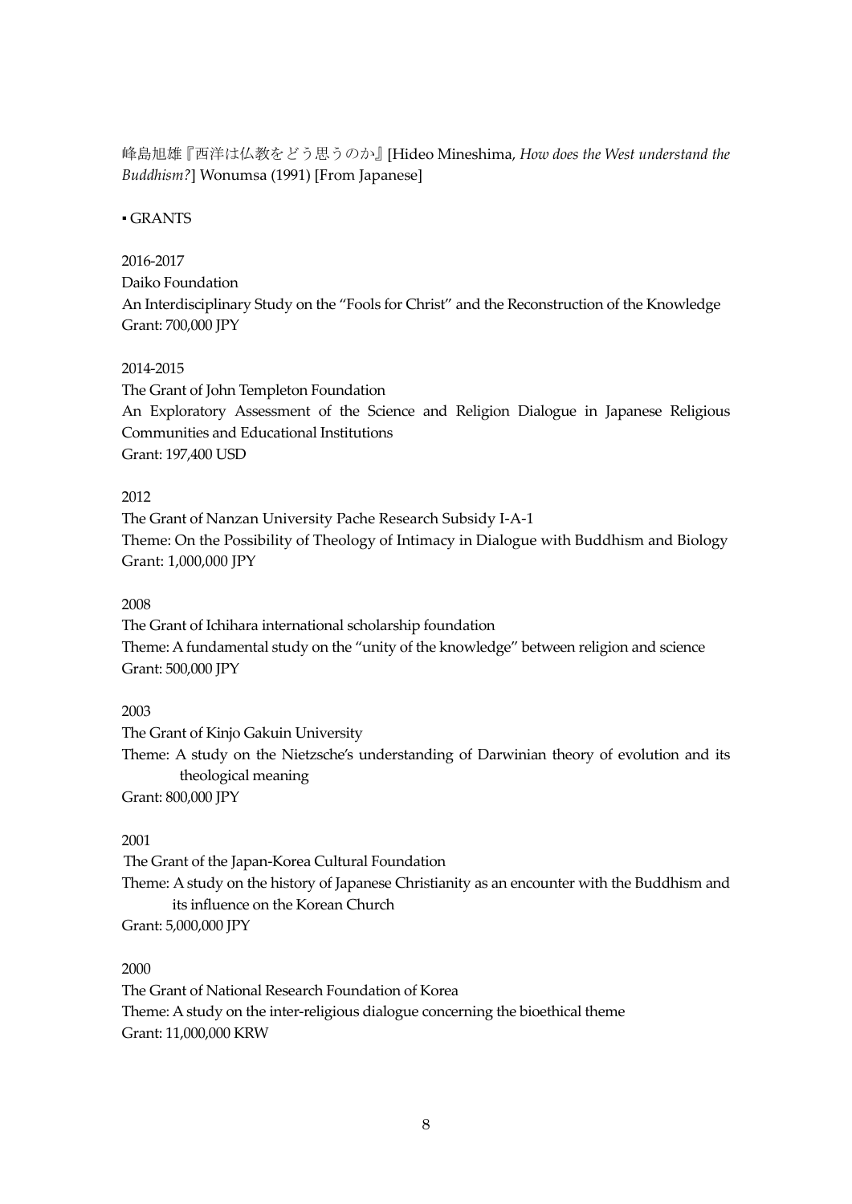峰島旭雄『西洋は仏教をどう思うのか』[Hideo Mineshima, *How does the West understand the Buddhism?*] Wonumsa (1991) [From Japanese]

▪ GRANTS

2016-2017
Daiko Foundation
An Interdisciplinary Study on the "Fools for Christ" and the Reconstruction of the Knowledge
Grant: 700,000 JPY

2014-2015
The Grant of John Templeton Foundation
An Exploratory Assessment of the Science and Religion Dialogue in Japanese Religious Communities and Educational Institutions
Grant: 197,400 USD

2012
The Grant of Nanzan University Pache Research Subsidy I-A-1
Theme: On the Possibility of Theology of Intimacy in Dialogue with Buddhism and Biology
Grant: 1,000,000 JPY

2008
The Grant of Ichihara international scholarship foundation
Theme: A fundamental study on the "unity of the knowledge" between religion and science
Grant: 500,000 JPY

2003
The Grant of Kinjo Gakuin University
Theme: A study on the Nietzsche's understanding of Darwinian theory of evolution and its theological meaning
Grant: 800,000 JPY

2001
The Grant of the Japan-Korea Cultural Foundation
Theme: A study on the history of Japanese Christianity as an encounter with the Buddhism and its influence on the Korean Church
Grant: 5,000,000 JPY

2000
The Grant of National Research Foundation of Korea
Theme: A study on the inter-religious dialogue concerning the bioethical theme
Grant: 11,000,000 KRW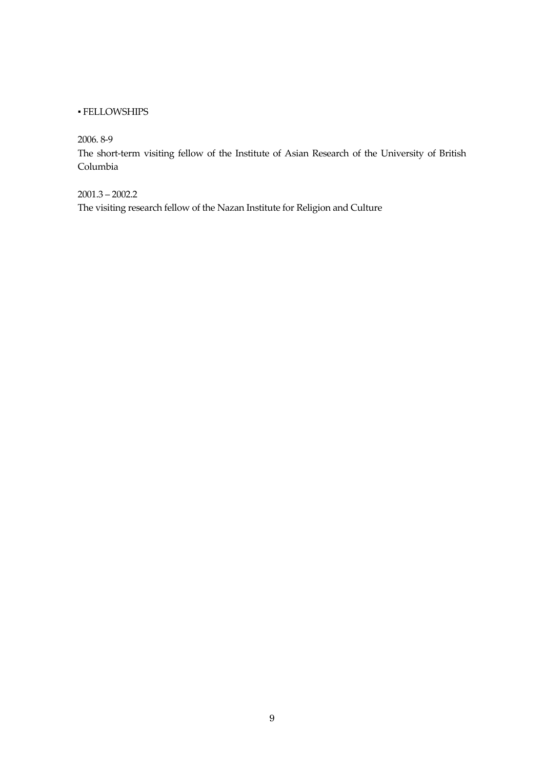▪ FELLOWSHIPS

2006. 8-9
The short-term visiting fellow of the Institute of Asian Research of the University of British Columbia

2001.3 – 2002.2
The visiting research fellow of the Nazan Institute for Religion and Culture